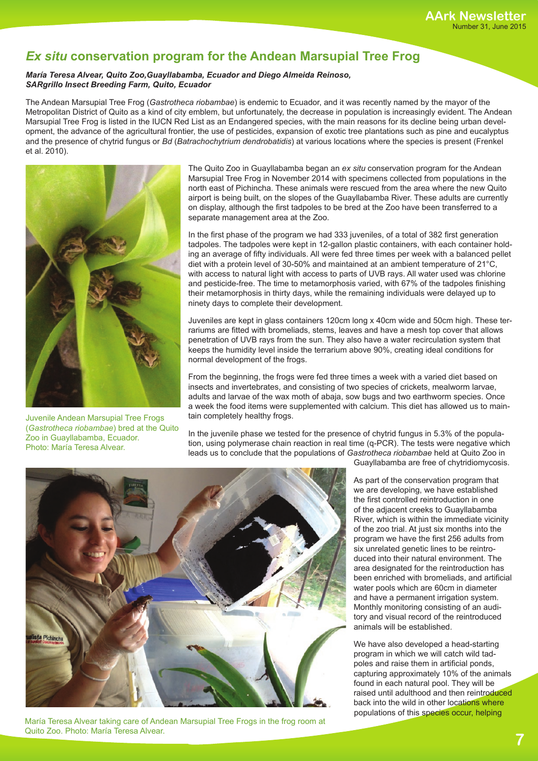# *Ex situ* conservation program for the Andean Marsupial Tree Frog

***María Teresa Alvear, Quito Zoo,Guayllabamba, Ecuador and Diego Almeida Reinoso, SARgrillo Insect Breeding Farm, Quito, Ecuador***

The Andean Marsupial Tree Frog (*Gastrotheca riobambae*) is endemic to Ecuador, and it was recently named by the mayor of the Metropolitan District of Quito as a kind of city emblem, but unfortunately, the decrease in population is increasingly evident. The Andean Marsupial Tree Frog is listed in the IUCN Red List as an Endangered species, with the main reasons for its decline being urban development, the advance of the agricultural frontier, the use of pesticides, expansion of exotic tree plantations such as pine and eucalyptus and the presence of chytrid fungus or *Bd* (*Batrachochytrium dendrobatidis*) at various locations where the species is present (Frenkel et al. 2010).

Juvenile Andean Marsupial Tree Frogs (*Gastrotheca riobambae*) bred at the Quito Zoo in Guayllabamba, Ecuador. Photo: María Teresa Alvear.

The Quito Zoo in Guayllabamba began an *ex situ* conservation program for the Andean Marsupial Tree Frog in November 2014 with specimens collected from populations in the north east of Pichincha. These animals were rescued from the area where the new Quito airport is being built, on the slopes of the Guayllabamba River. These adults are currently on display, although the first tadpoles to be bred at the Zoo have been transferred to a separate management area at the Zoo.

In the first phase of the program we had 333 juveniles, of a total of 382 first generation tadpoles. The tadpoles were kept in 12-gallon plastic containers, with each container holding an average of fifty individuals. All were fed three times per week with a balanced pellet diet with a protein level of 30-50% and maintained at an ambient temperature of 21°C, with access to natural light with access to parts of UVB rays. All water used was chlorine and pesticide-free. The time to metamorphosis varied, with 67% of the tadpoles finishing their metamorphosis in thirty days, while the remaining individuals were delayed up to ninety days to complete their development.

Juveniles are kept in glass containers 120cm long x 40cm wide and 50cm high. These terrariums are fitted with bromeliads, stems, leaves and have a mesh top cover that allows penetration of UVB rays from the sun. They also have a water recirculation system that keeps the humidity level inside the terrarium above 90%, creating ideal conditions for normal development of the frogs.

From the beginning, the frogs were fed three times a week with a varied diet based on insects and invertebrates, and consisting of two species of crickets, mealworm larvae, adults and larvae of the wax moth of abaja, sow bugs and two earthworm species. Once a week the food items were supplemented with calcium. This diet has allowed us to maintain completely healthy frogs.

In the juvenile phase we tested for the presence of chytrid fungus in 5.3% of the population, using polymerase chain reaction in real time (q-PCR). The tests were negative which leads us to conclude that the populations of *Gastrotheca riobambae* held at Quito Zoo in Guayllabamba are free of chytridiomycosis.

María Teresa Alvear taking care of Andean Marsupial Tree Frogs in the frog room at Quito Zoo. Photo: María Teresa Alvear.

As part of the conservation program that we are developing, we have established the first controlled reintroduction in one of the adjacent creeks to Guayllabamba River, which is within the immediate vicinity of the zoo trial. At just six months into the program we have the first 256 adults from six unrelated genetic lines to be reintroduced into their natural environment. The area designated for the reintroduction has been enriched with bromeliads, and artificial water pools which are 60cm in diameter and have a permanent irrigation system. Monthly monitoring consisting of an auditory and visual record of the reintroduced animals will be established.

We have also developed a head-starting program in which we will catch wild tadpoles and raise them in artificial ponds, capturing approximately 10% of the animals found in each natural pool. They will be raised until adulthood and then reintroduced back into the wild in other locations where populations of this species occur, helping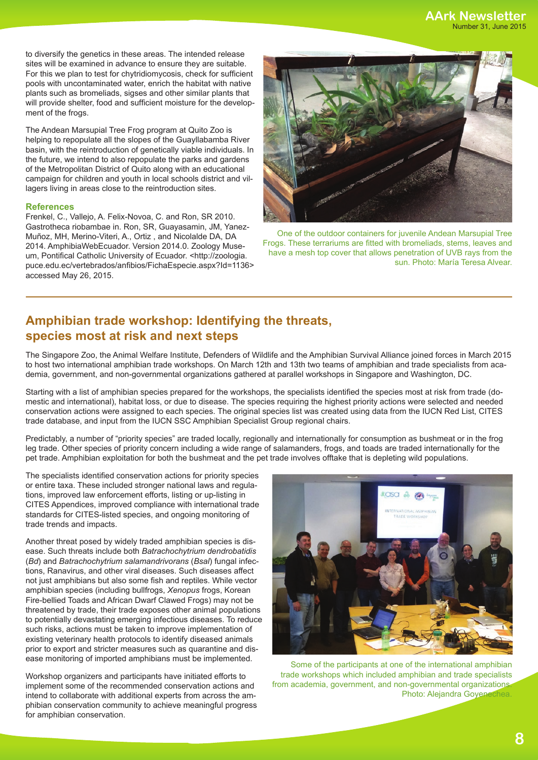to diversify the genetics in these areas. The intended release sites will be examined in advance to ensure they are suitable. For this we plan to test for chytridiomycosis, check for sufficient pools with uncontaminated water, enrich the habitat with native plants such as bromeliads, sigses and other similar plants that will provide shelter, food and sufficient moisture for the development of the frogs.

The Andean Marsupial Tree Frog program at Quito Zoo is helping to repopulate all the slopes of the Guayllabamba River basin, with the reintroduction of genetically viable individuals. In the future, we intend to also repopulate the parks and gardens of the Metropolitan District of Quito along with an educational campaign for children and youth in local schools district and villagers living in areas close to the reintroduction sites.

**References**

Frenkel, C., Vallejo, A. Felix-Novoa, C. and Ron, SR 2010. Gastrotheca riobambae in. Ron, SR, Guayasamin, JM, Yanez-Muñoz, MH, Merino-Viteri, A., Ortiz , and Nicolalde DA, DA 2014. AmphibiaWebEcuador. Version 2014.0. Zoology Museum, Pontifical Catholic University of Ecuador. <http://zoologia.puce.edu.ec/vertebrados/anfibios/FichaEspecie.aspx?Id=1136> accessed May 26, 2015.

One of the outdoor containers for juvenile Andean Marsupial Tree Frogs. These terrariums are fitted with bromeliads, stems, leaves and have a mesh top cover that allows penetration of UVB rays from the sun. Photo: María Teresa Alvear.

## Amphibian trade workshop: Identifying the threats, species most at risk and next steps

The Singapore Zoo, the Animal Welfare Institute, Defenders of Wildlife and the Amphibian Survival Alliance joined forces in March 2015 to host two international amphibian trade workshops. On March 12th and 13th two teams of amphibian and trade specialists from academia, government, and non-governmental organizations gathered at parallel workshops in Singapore and Washington, DC.

Starting with a list of amphibian species prepared for the workshops, the specialists identified the species most at risk from trade (domestic and international), habitat loss, or due to disease. The species requiring the highest priority actions were selected and needed conservation actions were assigned to each species. The original species list was created using data from the IUCN Red List, CITES trade database, and input from the IUCN SSC Amphibian Specialist Group regional chairs.

Predictably, a number of "priority species" are traded locally, regionally and internationally for consumption as bushmeat or in the frog leg trade. Other species of priority concern including a wide range of salamanders, frogs, and toads are traded internationally for the pet trade. Amphibian exploitation for both the bushmeat and the pet trade involves offtake that is depleting wild populations.

The specialists identified conservation actions for priority species or entire taxa. These included stronger national laws and regulations, improved law enforcement efforts, listing or up-listing in CITES Appendices, improved compliance with international trade standards for CITES-listed species, and ongoing monitoring of trade trends and impacts.

Another threat posed by widely traded amphibian species is disease. Such threats include both *Batrachochytrium dendrobatidis* (*Bd*) and *Batrachochytrium salamandrivorans* (*Bsal*) fungal infections, Ranavirus, and other viral diseases. Such diseases affect not just amphibians but also some fish and reptiles. While vector amphibian species (including bullfrogs, *Xenopus* frogs, Korean Fire-bellied Toads and African Dwarf Clawed Frogs) may not be threatened by trade, their trade exposes other animal populations to potentially devastating emerging infectious diseases. To reduce such risks, actions must be taken to improve implementation of existing veterinary health protocols to identify diseased animals prior to export and stricter measures such as quarantine and disease monitoring of imported amphibians must be implemented.

Workshop organizers and participants have initiated efforts to implement some of the recommended conservation actions and intend to collaborate with additional experts from across the amphibian conservation community to achieve meaningful progress for amphibian conservation.

Some of the participants at one of the international amphibian trade workshops which included amphibian and trade specialists from academia, government, and non-governmental organizations. Photo: Alejandra Goyenechea.